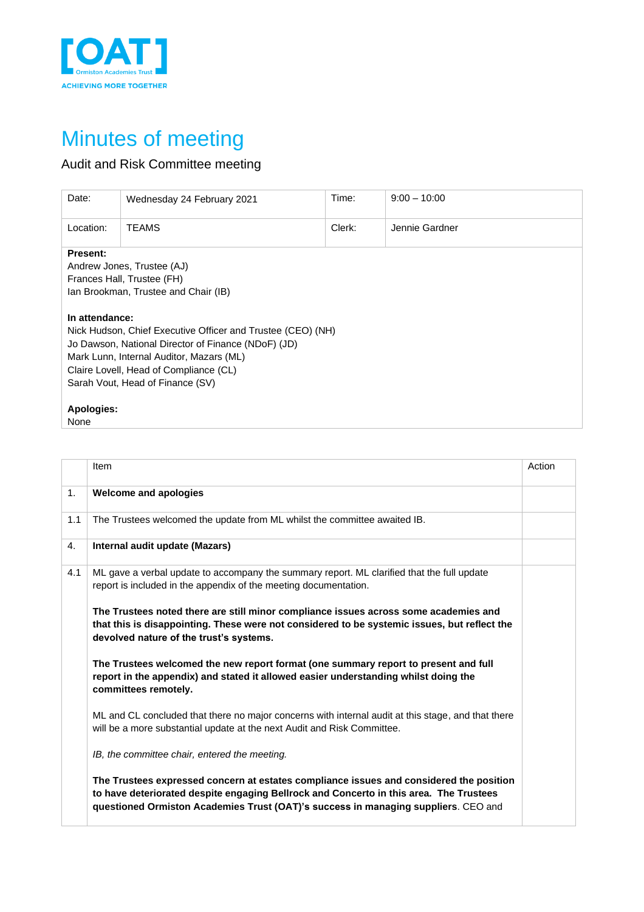[OAT]
Ormiston Academies Trust
ACHIEVING MORE TOGETHER

# Minutes of meeting

## Audit and Risk Committee meeting

| Date: | Wednesday 24 February 2021 | Time: | 9:00 – 10:00 |
|---|---|---|---|
| Location: | TEAMS | Clerk: | Jennie Gardner |

**Present:**
Andrew Jones, Trustee (AJ)
Frances Hall, Trustee (FH)
Ian Brookman, Trustee and Chair (IB)

**In attendance:**
Nick Hudson, Chief Executive Officer and Trustee (CEO) (NH)
Jo Dawson, National Director of Finance (NDoF) (JD)
Mark Lunn, Internal Auditor, Mazars (ML)
Claire Lovell, Head of Compliance (CL)
Sarah Vout, Head of Finance (SV)

**Apologies:**
None

| | Item | Action |
|---|---|---|
| 1. | **Welcome and apologies** | |
| 1.1 | The Trustees welcomed the update from ML whilst the committee awaited IB. | |
| 4. | **Internal audit update (Mazars)** | |
| 4.1 | ML gave a verbal update to accompany the summary report. ML clarified that the full update report is included in the appendix of the meeting documentation.<br><br>**The Trustees noted there are still minor compliance issues across some academies and that this is disappointing. These were not considered to be systemic issues, but reflect the devolved nature of the trust's systems.**<br><br>**The Trustees welcomed the new report format (one summary report to present and full report in the appendix) and stated it allowed easier understanding whilst doing the committees remotely.**<br><br>ML and CL concluded that there no major concerns with internal audit at this stage, and that there will be a more substantial update at the next Audit and Risk Committee.<br><br>*IB, the committee chair, entered the meeting.*<br><br>**The Trustees expressed concern at estates compliance issues and considered the position to have deteriorated despite engaging Bellrock and Concerto in this area. The Trustees questioned Ormiston Academies Trust (OAT)'s success in managing suppliers**. CEO and | |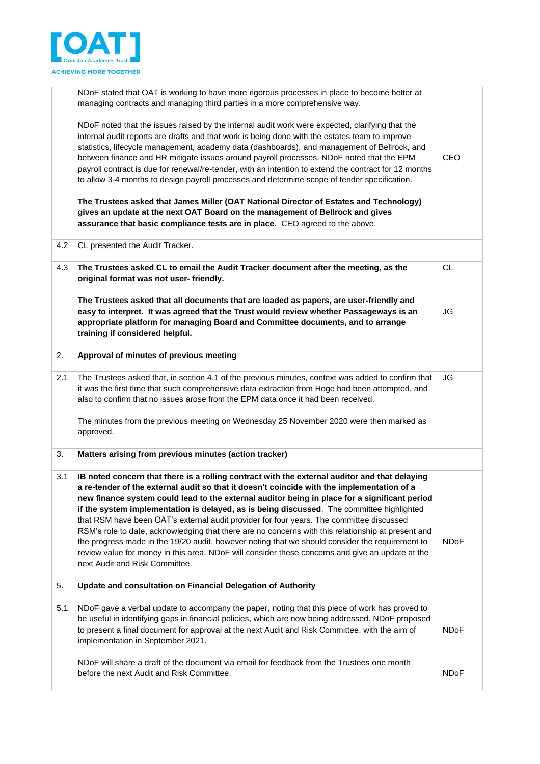| | | |
|---|---|---|
| | NDoF stated that OAT is working to have more rigorous processes in place to become better at managing contracts and managing third parties in a more comprehensive way.<br><br>NDoF noted that the issues raised by the internal audit work were expected, clarifying that the internal audit reports are drafts and that work is being done with the estates team to improve statistics, lifecycle management, academy data (dashboards), and management of Bellrock, and between finance and HR mitigate issues around payroll processes. NDoF noted that the EPM payroll contract is due for renewal/re-tender, with an intention to extend the contract for 12 months to allow 3-4 months to design payroll processes and determine scope of tender specification.<br><br>**The Trustees asked that James Miller (OAT National Director of Estates and Technology) gives an update at the next OAT Board on the management of Bellrock and gives assurance that basic compliance tests are in place.** CEO agreed to the above. | CEO |
| 4.2 | CL presented the Audit Tracker. | |
| 4.3 | **The Trustees asked CL to email the Audit Tracker document after the meeting, as the original format was not user- friendly.**<br><br>**The Trustees asked that all documents that are loaded as papers, are user-friendly and easy to interpret. It was agreed that the Trust would review whether Passageways is an appropriate platform for managing Board and Committee documents, and to arrange training if considered helpful.** | CL<br><br>JG |
| 2. | **Approval of minutes of previous meeting** | |
| 2.1 | The Trustees asked that, in section 4.1 of the previous minutes, context was added to confirm that it was the first time that such comprehensive data extraction from Hoge had been attempted, and also to confirm that no issues arose from the EPM data once it had been received.<br><br>The minutes from the previous meeting on Wednesday 25 November 2020 were then marked as approved. | JG |
| 3. | **Matters arising from previous minutes (action tracker)** | |
| 3.1 | **IB noted concern that there is a rolling contract with the external auditor and that delaying a re-tender of the external audit so that it doesn't coincide with the implementation of a new finance system could lead to the external auditor being in place for a significant period if the system implementation is delayed, as is being discussed**. The committee highlighted that RSM have been OAT's external audit provider for four years. The committee discussed RSM's role to date, acknowledging that there are no concerns with this relationship at present and the progress made in the 19/20 audit, however noting that we should consider the requirement to review value for money in this area. NDoF will consider these concerns and give an update at the next Audit and Risk Committee. | NDoF |
| 5. | **Update and consultation on Financial Delegation of Authority** | |
| 5.1 | NDoF gave a verbal update to accompany the paper, noting that this piece of work has proved to be useful in identifying gaps in financial policies, which are now being addressed. NDoF proposed to present a final document for approval at the next Audit and Risk Committee, with the aim of implementation in September 2021.<br><br>NDoF will share a draft of the document via email for feedback from the Trustees one month before the next Audit and Risk Committee. | NDoF<br><br>NDoF |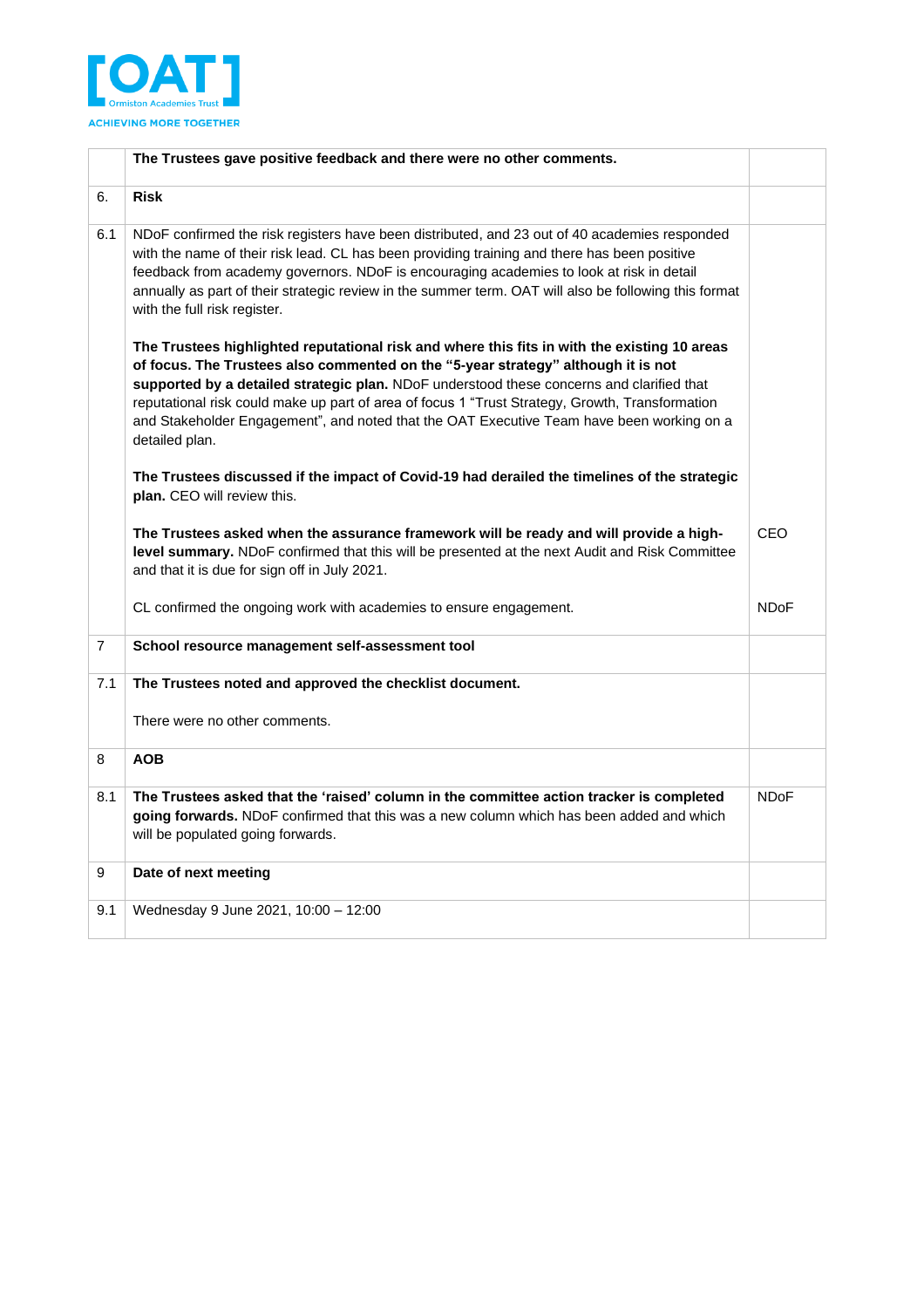| | | |
|---|---|---|
| | **The Trustees gave positive feedback and there were no other comments.** | |
| 6. | **Risk** | |
| 6.1 | NDoF confirmed the risk registers have been distributed, and 23 out of 40 academies responded with the name of their risk lead. CL has been providing training and there has been positive feedback from academy governors. NDoF is encouraging academies to look at risk in detail annually as part of their strategic review in the summer term. OAT will also be following this format with the full risk register.<br><br>**The Trustees highlighted reputational risk and where this fits in with the existing 10 areas of focus. The Trustees also commented on the "5-year strategy" although it is not supported by a detailed strategic plan.** NDoF understood these concerns and clarified that reputational risk could make up part of area of focus 1 "Trust Strategy, Growth, Transformation and Stakeholder Engagement", and noted that the OAT Executive Team have been working on a detailed plan.<br><br>**The Trustees discussed if the impact of Covid-19 had derailed the timelines of the strategic plan.** CEO will review this.<br><br>**The Trustees asked when the assurance framework will be ready and will provide a high-level summary.** NDoF confirmed that this will be presented at the next Audit and Risk Committee and that it is due for sign off in July 2021.<br><br>CL confirmed the ongoing work with academies to ensure engagement. | <br><br><br><br><br><br><br><br><br><br>CEO<br><br><br><br>NDoF |
| 7 | **School resource management self-assessment tool** | |
| 7.1 | **The Trustees noted and approved the checklist document.**<br><br>There were no other comments. | |
| 8 | **AOB** | |
| 8.1 | **The Trustees asked that the 'raised' column in the committee action tracker is completed going forwards.** NDoF confirmed that this was a new column which has been added and which will be populated going forwards. | NDoF |
| 9 | **Date of next meeting** | |
| 9.1 | Wednesday 9 June 2021, 10:00 – 12:00 | |